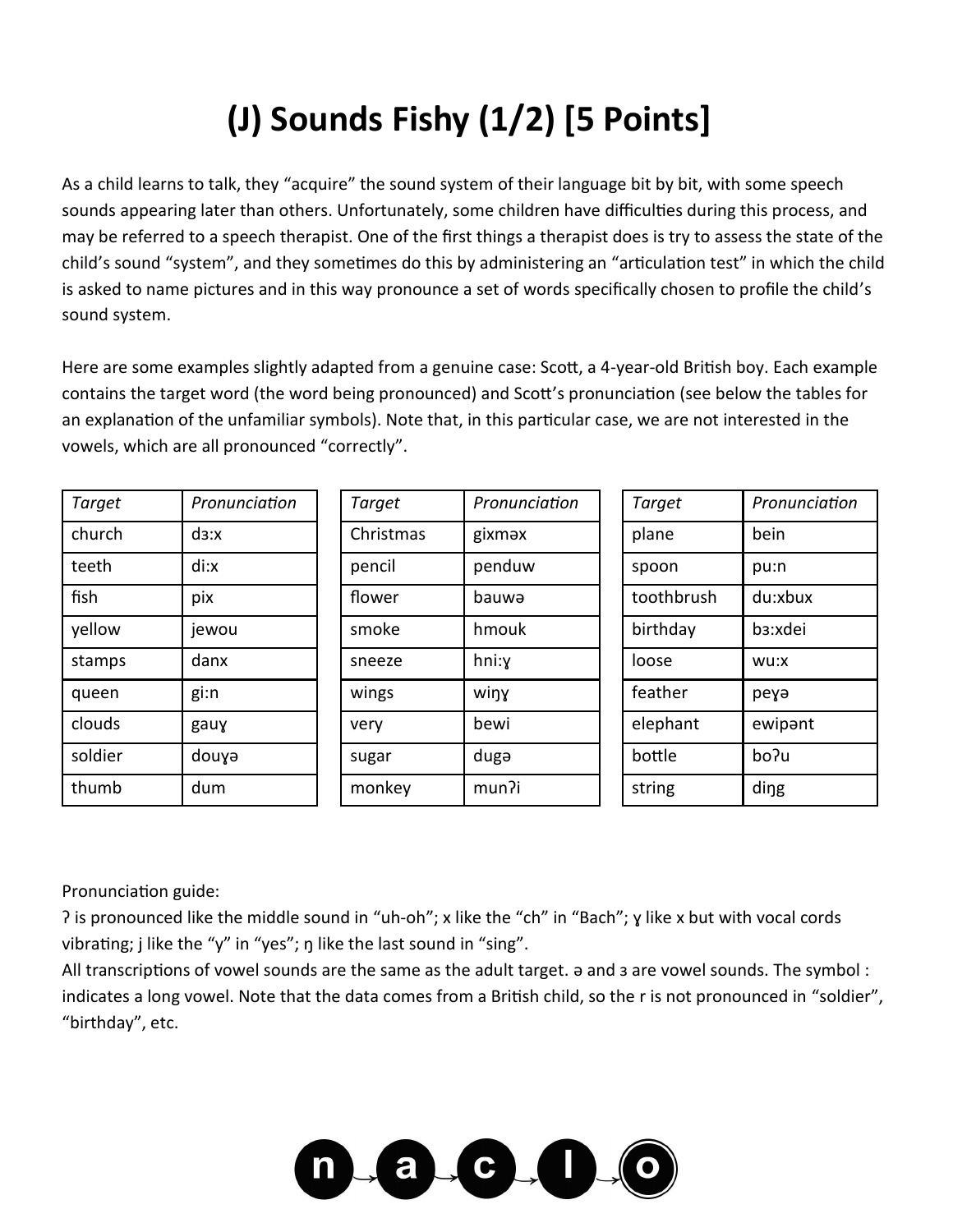# (J) Sounds Fishy (1/2) [5 Points]

As a child learns to talk, they "acquire" the sound system of their language bit by bit, with some speech sounds appearing later than others. Unfortunately, some children have difficulties during this process, and may be referred to a speech therapist. One of the first things a therapist does is try to assess the state of the child's sound "system", and they sometimes do this by administering an "articulation test" in which the child is asked to name pictures and in this way pronounce a set of words specifically chosen to profile the child's sound system.

Here are some examples slightly adapted from a genuine case: Scott, a 4-year-old British boy. Each example contains the target word (the word being pronounced) and Scott's pronunciation (see below the tables for an explanation of the unfamiliar symbols). Note that, in this particular case, we are not interested in the vowels, which are all pronounced "correctly".

| *Target* | *Pronunciation* |
|---|---|
| church | dɜ:x |
| teeth | di:x |
| fish | pix |
| yellow | jewou |
| stamps | danx |
| queen | gi:n |
| clouds | gauɣ |
| soldier | douɣə |
| thumb | dum |

| *Target* | *Pronunciation* |
|---|---|
| Christmas | gixməx |
| pencil | penduw |
| flower | bauwə |
| smoke | hmouk |
| sneeze | hni:ɣ |
| wings | wiŋɣ |
| very | bewi |
| sugar | dugə |
| monkey | munʔi |

| *Target* | *Pronunciation* |
|---|---|
| plane | bein |
| spoon | pu:n |
| toothbrush | du:xbux |
| birthday | bɜ:xdei |
| loose | wu:x |
| feather | peɣə |
| elephant | ewipənt |
| bottle | boʔu |
| string | diŋg |

Pronunciation guide:
ʔ is pronounced like the middle sound in "uh-oh"; x like the "ch" in "Bach"; ɣ like x but with vocal cords vibrating; j like the "y" in "yes"; ŋ like the last sound in "sing".
All transcriptions of vowel sounds are the same as the adult target. ə and ɜ are vowel sounds. The symbol : indicates a long vowel. Note that the data comes from a British child, so the r is not pronounced in "soldier", "birthday", etc.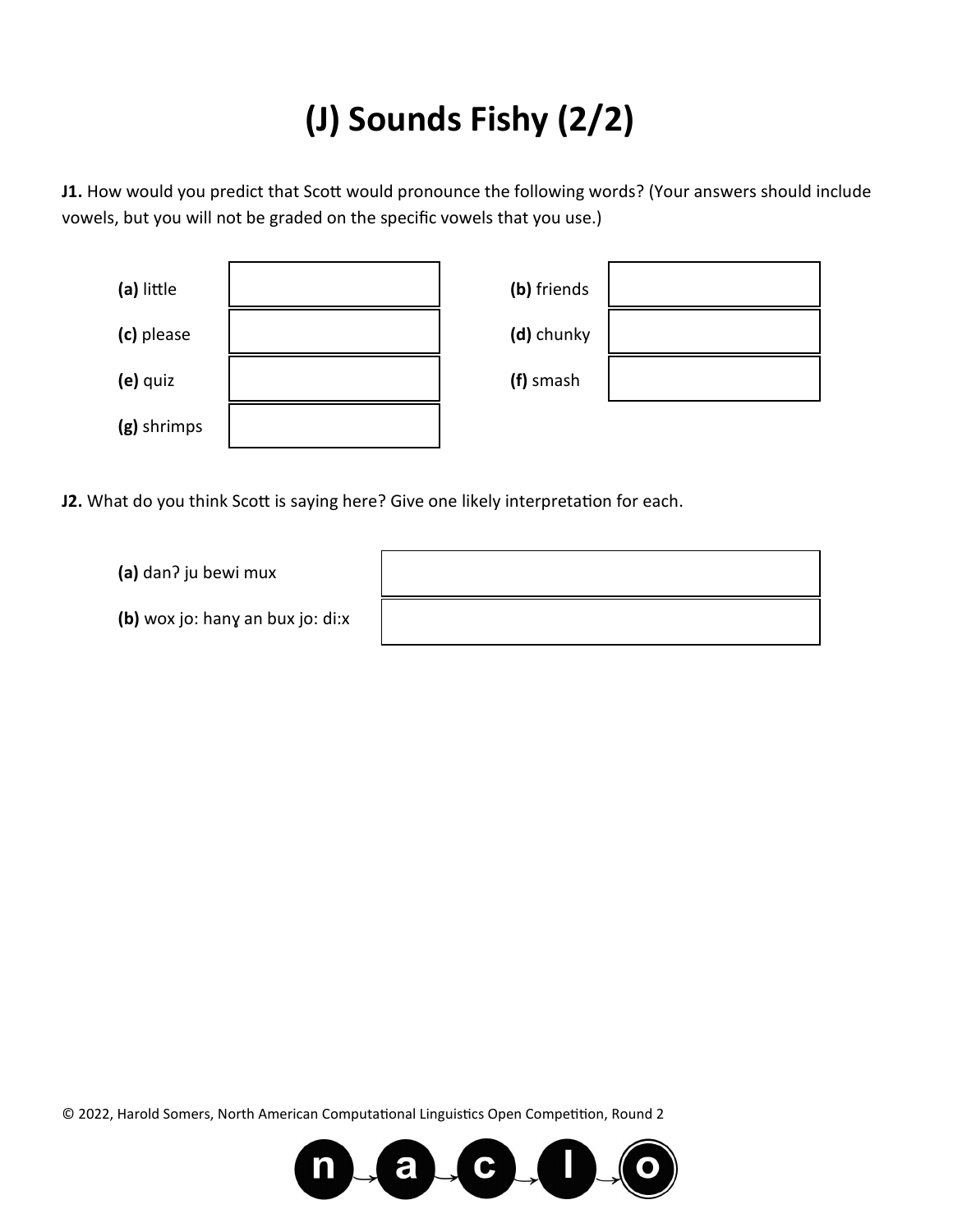# (J) Sounds Fishy (2/2)

**J1.** How would you predict that Scott would pronounce the following words? (Your answers should include vowels, but you will not be graded on the specific vowels that you use.)

| | | | |
|---|---|---|---|
| **(a)** little | | **(b)** friends | |
| **(c)** please | | **(d)** chunky | |
| **(e)** quiz | | **(f)** smash | |
| **(g)** shrimps | | | |

**J2.** What do you think Scott is saying here? Give one likely interpretation for each.

| | |
|---|---|
| **(a)** danʔ ju bewi mux | |
| **(b)** wox jo: hanɣ an bux jo: di:x | |

© 2022, Harold Somers, North American Computational Linguistics Open Competition, Round 2